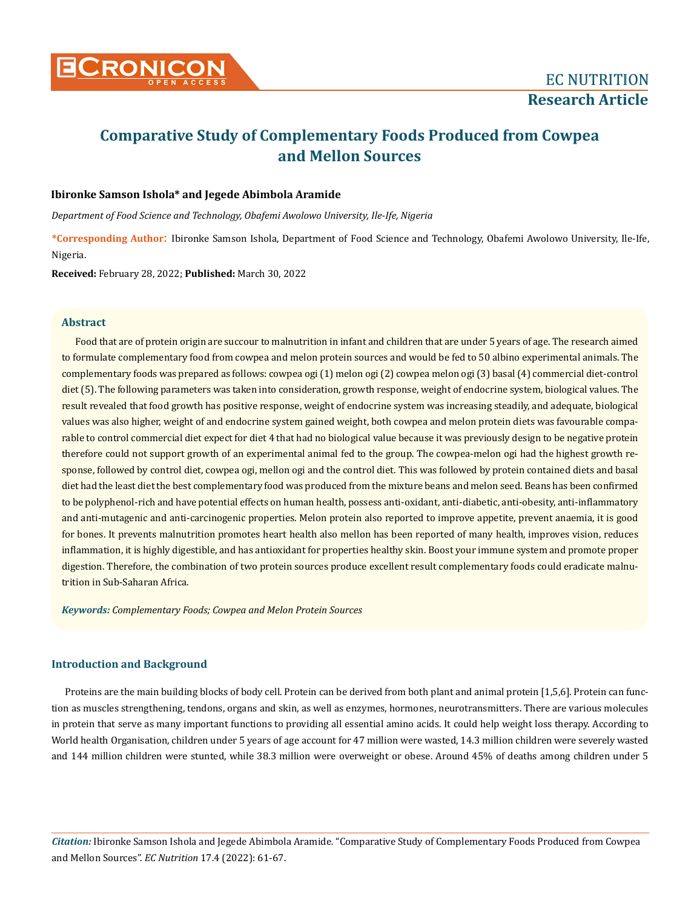# Comparative Study of Complementary Foods Produced from Cowpea and Mellon Sources

**Ibironke Samson Ishola\* and Jegede Abimbola Aramide**

*Department of Food Science and Technology, Obafemi Awolowo University, Ile-Ife, Nigeria*

**\*Corresponding Author**: Ibironke Samson Ishola, Department of Food Science and Technology, Obafemi Awolowo University, Ile-Ife, Nigeria.

**Received:** February 28, 2022; **Published:** March 30, 2022

## Abstract

Food that are of protein origin are succour to malnutrition in infant and children that are under 5 years of age. The research aimed to formulate complementary food from cowpea and melon protein sources and would be fed to 50 albino experimental animals. The complementary foods was prepared as follows: cowpea ogi (1) melon ogi (2) cowpea melon ogi (3) basal (4) commercial diet-control diet (5). The following parameters was taken into consideration, growth response, weight of endocrine system, biological values. The result revealed that food growth has positive response, weight of endocrine system was increasing steadily, and adequate, biological values was also higher, weight of and endocrine system gained weight, both cowpea and melon protein diets was favourable comparable to control commercial diet expect for diet 4 that had no biological value because it was previously design to be negative protein therefore could not support growth of an experimental animal fed to the group. The cowpea-melon ogi had the highest growth response, followed by control diet, cowpea ogi, mellon ogi and the control diet. This was followed by protein contained diets and basal diet had the least diet the best complementary food was produced from the mixture beans and melon seed. Beans has been confirmed to be polyphenol-rich and have potential effects on human health, possess anti-oxidant, anti-diabetic, anti-obesity, anti-inflammatory and anti-mutagenic and anti-carcinogenic properties. Melon protein also reported to improve appetite, prevent anaemia, it is good for bones. It prevents malnutrition promotes heart health also mellon has been reported of many health, improves vision, reduces inflammation, it is highly digestible, and has antioxidant for properties healthy skin. Boost your immune system and promote proper digestion. Therefore, the combination of two protein sources produce excellent result complementary foods could eradicate malnutrition in Sub-Saharan Africa.

***Keywords:** Complementary Foods; Cowpea and Melon Protein Sources*

## Introduction and Background

Proteins are the main building blocks of body cell. Protein can be derived from both plant and animal protein [1,5,6]. Protein can function as muscles strengthening, tendons, organs and skin, as well as enzymes, hormones, neurotransmitters. There are various molecules in protein that serve as many important functions to providing all essential amino acids. It could help weight loss therapy. According to World health Organisation, children under 5 years of age account for 47 million were wasted, 14.3 million children were severely wasted and 144 million children were stunted, while 38.3 million were overweight or obese. Around 45% of deaths among children under 5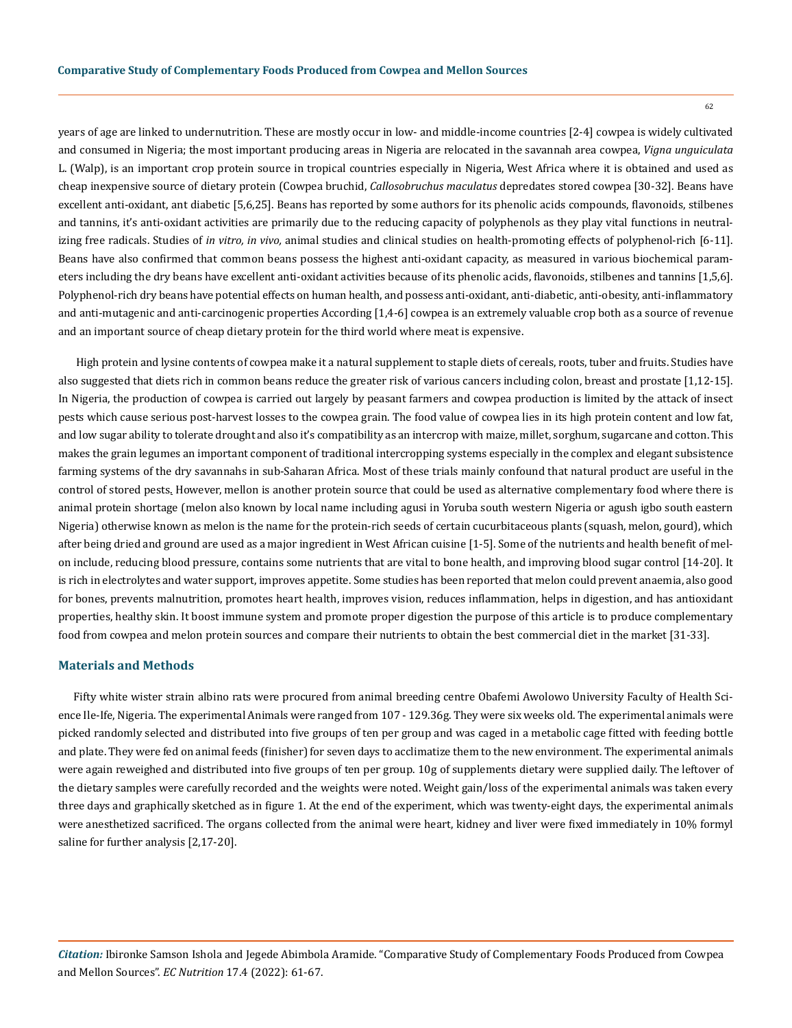years of age are linked to undernutrition. These are mostly occur in low- and middle-income countries [2-4] cowpea is widely cultivated and consumed in Nigeria; the most important producing areas in Nigeria are relocated in the savannah area cowpea, *Vigna unguiculata* L. (Walp), is an important crop protein source in tropical countries especially in Nigeria, West Africa where it is obtained and used as cheap inexpensive source of dietary protein (Cowpea bruchid, *Callosobruchus maculatus* depredates stored cowpea [30-32]. Beans have excellent anti-oxidant, ant diabetic [5,6,25]. Beans has reported by some authors for its phenolic acids compounds, flavonoids, stilbenes and tannins, it's anti-oxidant activities are primarily due to the reducing capacity of polyphenols as they play vital functions in neutralizing free radicals. Studies of *in vitro, in vivo,* animal studies and clinical studies on health-promoting effects of polyphenol-rich [6-11]. Beans have also confirmed that common beans possess the highest anti-oxidant capacity, as measured in various biochemical parameters including the dry beans have excellent anti-oxidant activities because of its phenolic acids, flavonoids, stilbenes and tannins [1,5,6]. Polyphenol-rich dry beans have potential effects on human health, and possess anti-oxidant, anti-diabetic, anti-obesity, anti-inflammatory and anti-mutagenic and anti-carcinogenic properties According [1,4-6] cowpea is an extremely valuable crop both as a source of revenue and an important source of cheap dietary protein for the third world where meat is expensive.

High protein and lysine contents of cowpea make it a natural supplement to staple diets of cereals, roots, tuber and fruits. Studies have also suggested that diets rich in common beans reduce the greater risk of various cancers including colon, breast and prostate [1,12-15]. In Nigeria, the production of cowpea is carried out largely by peasant farmers and cowpea production is limited by the attack of insect pests which cause serious post-harvest losses to the cowpea grain. The food value of cowpea lies in its high protein content and low fat, and low sugar ability to tolerate drought and also it's compatibility as an intercrop with maize, millet, sorghum, sugarcane and cotton. This makes the grain legumes an important component of traditional intercropping systems especially in the complex and elegant subsistence farming systems of the dry savannahs in sub-Saharan Africa. Most of these trials mainly confound that natural product are useful in the control of stored pests. However, mellon is another protein source that could be used as alternative complementary food where there is animal protein shortage (melon also known by local name including agusi in Yoruba south western Nigeria or agush igbo south eastern Nigeria) otherwise known as melon is the name for the protein-rich seeds of certain cucurbitaceous plants (squash, melon, gourd), which after being dried and ground are used as a major ingredient in West African cuisine [1-5]. Some of the nutrients and health benefit of melon include, reducing blood pressure, contains some nutrients that are vital to bone health, and improving blood sugar control [14-20]. It is rich in electrolytes and water support, improves appetite. Some studies has been reported that melon could prevent anaemia, also good for bones, prevents malnutrition, promotes heart health, improves vision, reduces inflammation, helps in digestion, and has antioxidant properties, healthy skin. It boost immune system and promote proper digestion the purpose of this article is to produce complementary food from cowpea and melon protein sources and compare their nutrients to obtain the best commercial diet in the market [31-33].

## Materials and Methods

Fifty white wister strain albino rats were procured from animal breeding centre Obafemi Awolowo University Faculty of Health Science Ile-Ife, Nigeria. The experimental Animals were ranged from 107 - 129.36g. They were six weeks old. The experimental animals were picked randomly selected and distributed into five groups of ten per group and was caged in a metabolic cage fitted with feeding bottle and plate. They were fed on animal feeds (finisher) for seven days to acclimatize them to the new environment. The experimental animals were again reweighed and distributed into five groups of ten per group. 10g of supplements dietary were supplied daily. The leftover of the dietary samples were carefully recorded and the weights were noted. Weight gain/loss of the experimental animals was taken every three days and graphically sketched as in figure 1. At the end of the experiment, which was twenty-eight days, the experimental animals were anesthetized sacrificed. The organs collected from the animal were heart, kidney and liver were fixed immediately in 10% formyl saline for further analysis [2,17-20].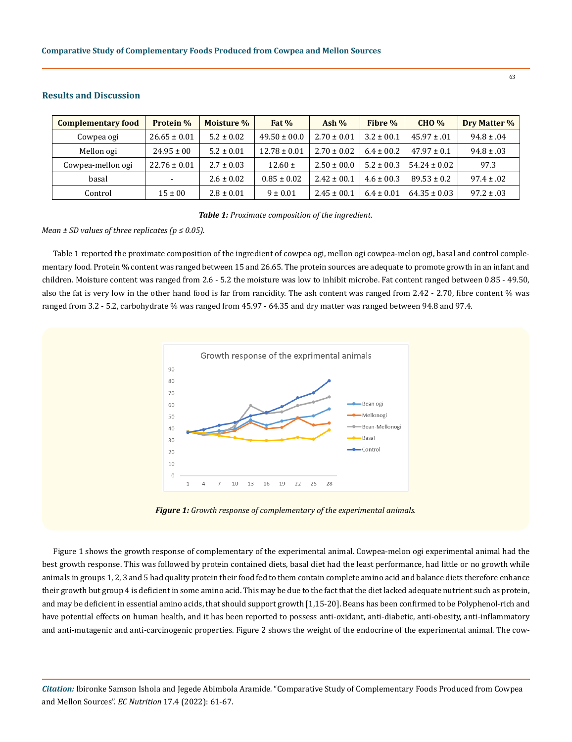## Results and Discussion

| Complementary food | Protein % | Moisture % | Fat % | Ash % | Fibre % | CHO % | Dry Matter % |
|---|---|---|---|---|---|---|---|
| Cowpea ogi | 26.65 ± 0.01 | 5.2 ± 0.02 | 49.50 ± 00.0 | 2.70 ± 0.01 | 3.2 ± 00.1 | 45.97 ± .01 | 94.8 ± .04 |
| Mellon ogi | 24.95 ± 00 | 5.2 ± 0.01 | 12.78 ± 0.01 | 2.70 ± 0.02 | 6.4 ± 00.2 | 47.97 ± 0.1 | 94.8 ± .03 |
| Cowpea-mellon ogi | 22.76 ± 0.01 | 2.7 ± 0.03 | 12.60 ± | 2.50 ± 00.0 | 5.2 ± 00.3 | 54.24 ± 0.02 | 97.3 |
| basal | - | 2.6 ± 0.02 | 0.85 ± 0.02 | 2.42 ± 00.1 | 4.6 ± 00.3 | 89.53 ± 0.2 | 97.4 ± .02 |
| Control | 15 ± 00 | 2.8 ± 0.01 | 9 ± 0.01 | 2.45 ± 00.1 | 6.4 ± 0.01 | 64.35 ± 0.03 | 97.2 ± .03 |

***Table 1:** Proximate composition of the ingredient.*

*Mean ± SD values of three replicates ($p \leq 0.05$).*

Table 1 reported the proximate composition of the ingredient of cowpea ogi, mellon ogi cowpea-melon ogi, basal and control complementary food. Protein % content was ranged between 15 and 26.65. The protein sources are adequate to promote growth in an infant and children. Moisture content was ranged from 2.6 - 5.2 the moisture was low to inhibit microbe. Fat content ranged between 0.85 - 49.50, also the fat is very low in the other hand food is far from rancidity. The ash content was ranged from 2.42 - 2.70, fibre content % was ranged from 3.2 - 5.2, carbohydrate % was ranged from 45.97 - 64.35 and dry matter was ranged between 94.8 and 97.4.

***Figure 1:** Growth response of complementary of the experimental animals.*

Figure 1 shows the growth response of complementary of the experimental animal. Cowpea-melon ogi experimental animal had the best growth response. This was followed by protein contained diets, basal diet had the least performance, had little or no growth while animals in groups 1, 2, 3 and 5 had quality protein their food fed to them contain complete amino acid and balance diets therefore enhance their growth but group 4 is deficient in some amino acid. This may be due to the fact that the diet lacked adequate nutrient such as protein, and may be deficient in essential amino acids, that should support growth [1,15-20]. Beans has been confirmed to be Polyphenol-rich and have potential effects on human health, and it has been reported to possess anti-oxidant, anti-diabetic, anti-obesity, anti-inflammatory and anti-mutagenic and anti-carcinogenic properties. Figure 2 shows the weight of the endocrine of the experimental animal. The cow-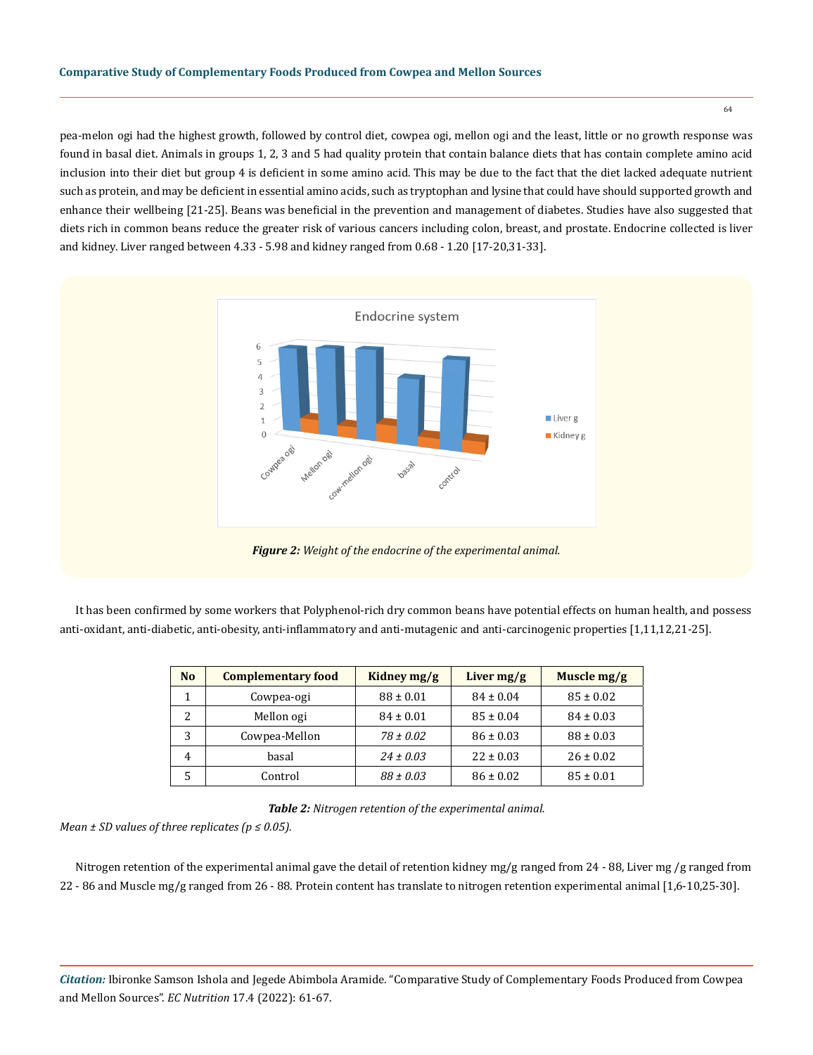pea-melon ogi had the highest growth, followed by control diet, cowpea ogi, mellon ogi and the least, little or no growth response was found in basal diet. Animals in groups 1, 2, 3 and 5 had quality protein that contain balance diets that has contain complete amino acid inclusion into their diet but group 4 is deficient in some amino acid. This may be due to the fact that the diet lacked adequate nutrient such as protein, and may be deficient in essential amino acids, such as tryptophan and lysine that could have should supported growth and enhance their wellbeing [21-25]. Beans was beneficial in the prevention and management of diabetes. Studies have also suggested that diets rich in common beans reduce the greater risk of various cancers including colon, breast, and prostate. Endocrine collected is liver and kidney. Liver ranged between 4.33 - 5.98 and kidney ranged from 0.68 - 1.20 [17-20,31-33].

***Figure 2:*** *Weight of the endocrine of the experimental animal.*

It has been confirmed by some workers that Polyphenol-rich dry common beans have potential effects on human health, and possess anti-oxidant, anti-diabetic, anti-obesity, anti-inflammatory and anti-mutagenic and anti-carcinogenic properties [1,11,12,21-25].

| No | Complementary food | Kidney mg/g | Liver mg/g | Muscle mg/g |
|---|---|---|---|---|
| 1 | Cowpea-ogi | 88 ± 0.01 | 84 ± 0.04 | 85 ± 0.02 |
| 2 | Mellon ogi | 84 ± 0.01 | 85 ± 0.04 | 84 ± 0.03 |
| 3 | Cowpea-Mellon | *78 ± 0.02* | 86 ± 0.03 | 88 ± 0.03 |
| 4 | basal | *24 ± 0.03* | 22 ± 0.03 | 26 ± 0.02 |
| 5 | Control | *88 ± 0.03* | 86 ± 0.02 | 85 ± 0.01 |

***Table 2:*** *Nitrogen retention of the experimental animal.*

*Mean ± SD values of three replicates ($p \leq 0.05$).*

Nitrogen retention of the experimental animal gave the detail of retention kidney mg/g ranged from 24 - 88, Liver mg /g ranged from 22 - 86 and Muscle mg/g ranged from 26 - 88. Protein content has translate to nitrogen retention experimental animal [1,6-10,25-30].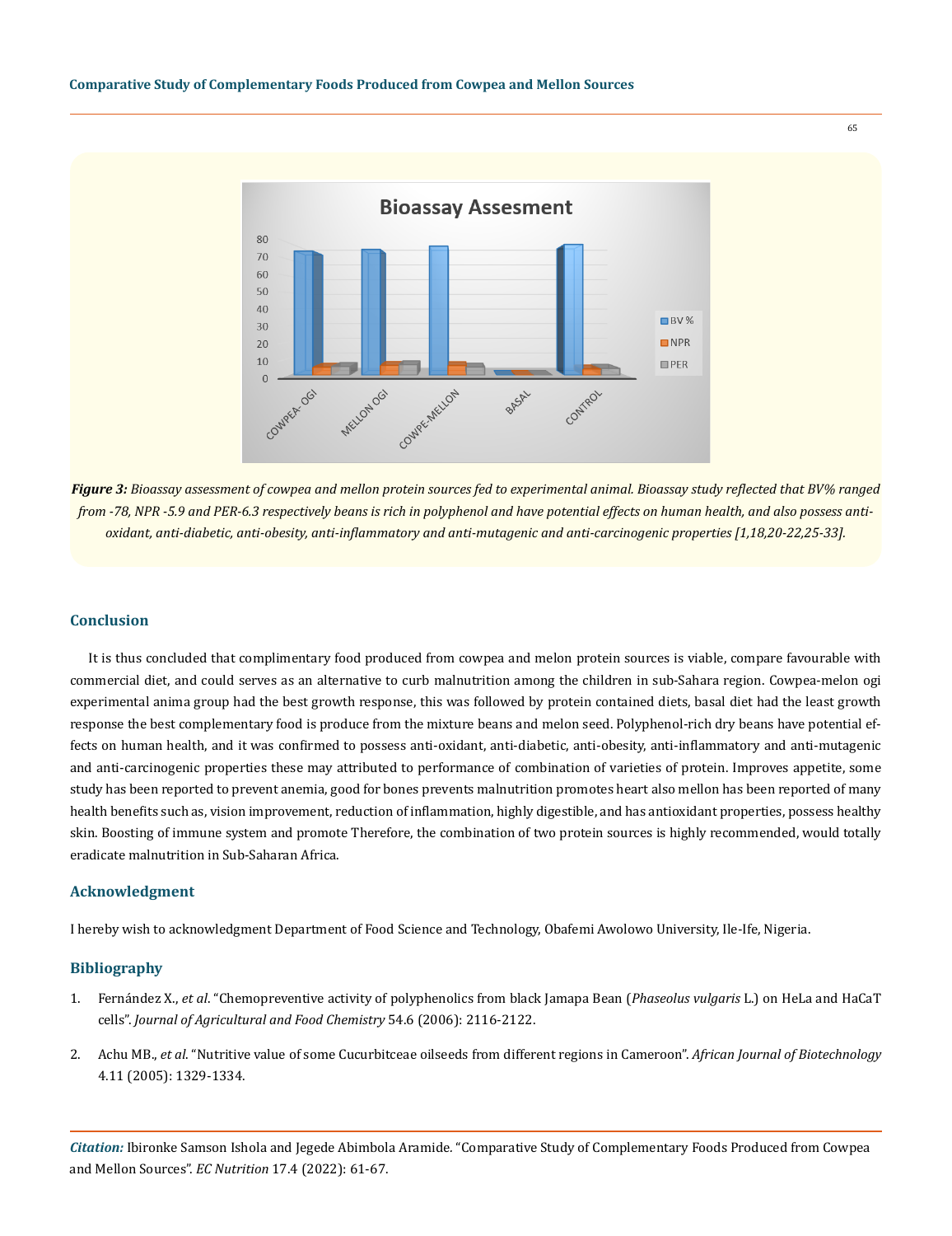*Figure 3: Bioassay assessment of cowpea and mellon protein sources fed to experimental animal. Bioassay study reflected that BV% ranged from -78, NPR -5.9 and PER-6.3 respectively beans is rich in polyphenol and have potential effects on human health, and also possess anti-oxidant, anti-diabetic, anti-obesity, anti-inflammatory and anti-mutagenic and anti-carcinogenic properties [1,18,20-22,25-33].*

## Conclusion

It is thus concluded that complimentary food produced from cowpea and melon protein sources is viable, compare favourable with commercial diet, and could serves as an alternative to curb malnutrition among the children in sub-Sahara region. Cowpea-melon ogi experimental anima group had the best growth response, this was followed by protein contained diets, basal diet had the least growth response the best complementary food is produce from the mixture beans and melon seed. Polyphenol-rich dry beans have potential effects on human health, and it was confirmed to possess anti-oxidant, anti-diabetic, anti-obesity, anti-inflammatory and anti-mutagenic and anti-carcinogenic properties these may attributed to performance of combination of varieties of protein. Improves appetite, some study has been reported to prevent anemia, good for bones prevents malnutrition promotes heart also mellon has been reported of many health benefits such as, vision improvement, reduction of inflammation, highly digestible, and has antioxidant properties, possess healthy skin. Boosting of immune system and promote Therefore, the combination of two protein sources is highly recommended, would totally eradicate malnutrition in Sub-Saharan Africa.

## Acknowledgment

I hereby wish to acknowledgment Department of Food Science and Technology, Obafemi Awolowo University, Ile-Ife, Nigeria.

## Bibliography

1. Fernández X., *et al*. "Chemopreventive activity of polyphenolics from black Jamapa Bean (*Phaseolus vulgaris* L.) on HeLa and HaCaT cells". *Journal of Agricultural and Food Chemistry* 54.6 (2006): 2116-2122.

2. Achu MB., *et al*. "Nutritive value of some Cucurbitceae oilseeds from different regions in Cameroon". *African Journal of Biotechnology* 4.11 (2005): 1329-1334.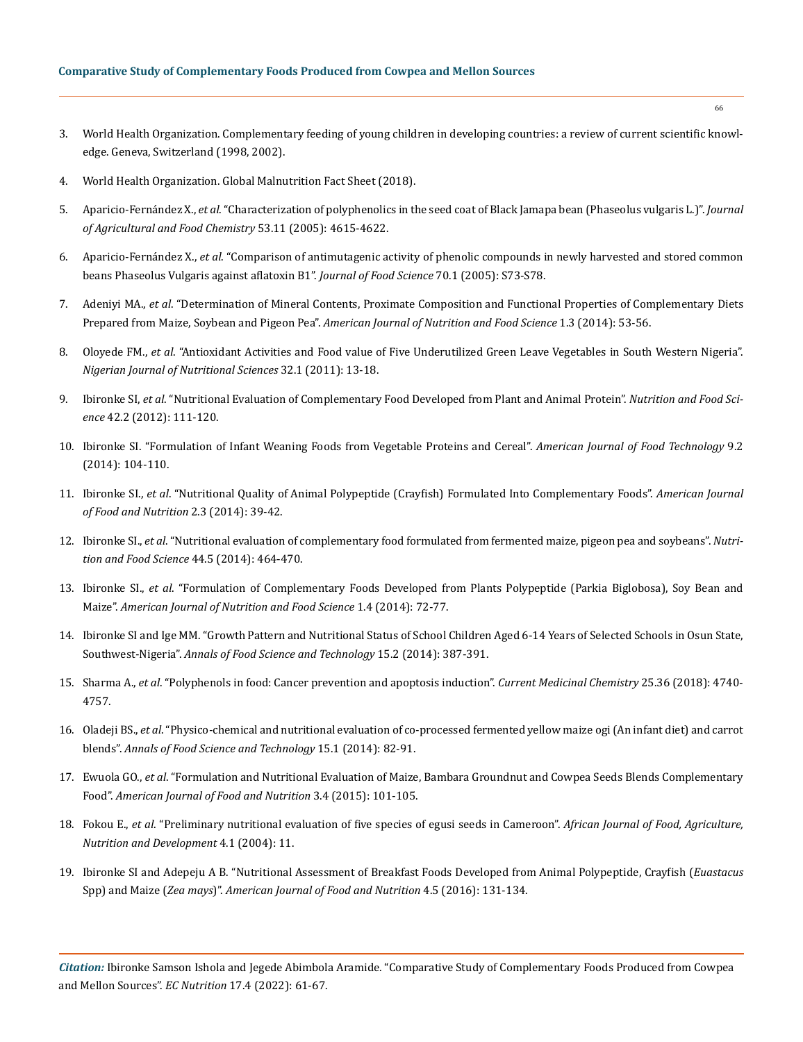3. World Health Organization. Complementary feeding of young children in developing countries: a review of current scientific knowledge. Geneva, Switzerland (1998, 2002).
4. World Health Organization. Global Malnutrition Fact Sheet (2018).
5. Aparicio-Fernández X., *et al*. "Characterization of polyphenolics in the seed coat of Black Jamapa bean (Phaseolus vulgaris L.)". *Journal of Agricultural and Food Chemistry* 53.11 (2005): 4615-4622.
6. Aparicio-Fernández X., *et al*. "Comparison of antimutagenic activity of phenolic compounds in newly harvested and stored common beans Phaseolus Vulgaris against aflatoxin B1". *Journal of Food Science* 70.1 (2005): S73-S78.
7. Adeniyi MA., *et al*. "Determination of Mineral Contents, Proximate Composition and Functional Properties of Complementary Diets Prepared from Maize, Soybean and Pigeon Pea". *American Journal of Nutrition and Food Science* 1.3 (2014): 53-56.
8. Oloyede FM., *et al*. "Antioxidant Activities and Food value of Five Underutilized Green Leave Vegetables in South Western Nigeria". *Nigerian Journal of Nutritional Sciences* 32.1 (2011): 13-18.
9. Ibironke SI, *et al*. "Nutritional Evaluation of Complementary Food Developed from Plant and Animal Protein". *Nutrition and Food Science* 42.2 (2012): 111-120.
10. Ibironke SI. "Formulation of Infant Weaning Foods from Vegetable Proteins and Cereal". *American Journal of Food Technology* 9.2 (2014): 104-110.
11. Ibironke SI., *et al*. "Nutritional Quality of Animal Polypeptide (Crayfish) Formulated Into Complementary Foods". *American Journal of Food and Nutrition* 2.3 (2014): 39-42.
12. Ibironke SI., *et al*. "Nutritional evaluation of complementary food formulated from fermented maize, pigeon pea and soybeans". *Nutrition and Food Science* 44.5 (2014): 464-470.
13. Ibironke SI., *et al*. "Formulation of Complementary Foods Developed from Plants Polypeptide (Parkia Biglobosa), Soy Bean and Maize". *American Journal of Nutrition and Food Science* 1.4 (2014): 72-77.
14. Ibironke SI and Ige MM. "Growth Pattern and Nutritional Status of School Children Aged 6-14 Years of Selected Schools in Osun State, Southwest-Nigeria". *Annals of Food Science and Technology* 15.2 (2014): 387-391.
15. Sharma A., *et al*. "Polyphenols in food: Cancer prevention and apoptosis induction". *Current Medicinal Chemistry* 25.36 (2018): 4740-4757.
16. Oladeji BS., *et al*. "Physico-chemical and nutritional evaluation of co-processed fermented yellow maize ogi (An infant diet) and carrot blends". *Annals of Food Science and Technology* 15.1 (2014): 82-91.
17. Ewuola GO., *et al*. "Formulation and Nutritional Evaluation of Maize, Bambara Groundnut and Cowpea Seeds Blends Complementary Food". *American Journal of Food and Nutrition* 3.4 (2015): 101-105.
18. Fokou E., *et al*. "Preliminary nutritional evaluation of five species of egusi seeds in Cameroon". *African Journal of Food, Agriculture, Nutrition and Development* 4.1 (2004): 11.
19. Ibironke SI and Adepeju A B. "Nutritional Assessment of Breakfast Foods Developed from Animal Polypeptide, Crayfish (*Euastacus* Spp) and Maize (*Zea mays*)". *American Journal of Food and Nutrition* 4.5 (2016): 131-134.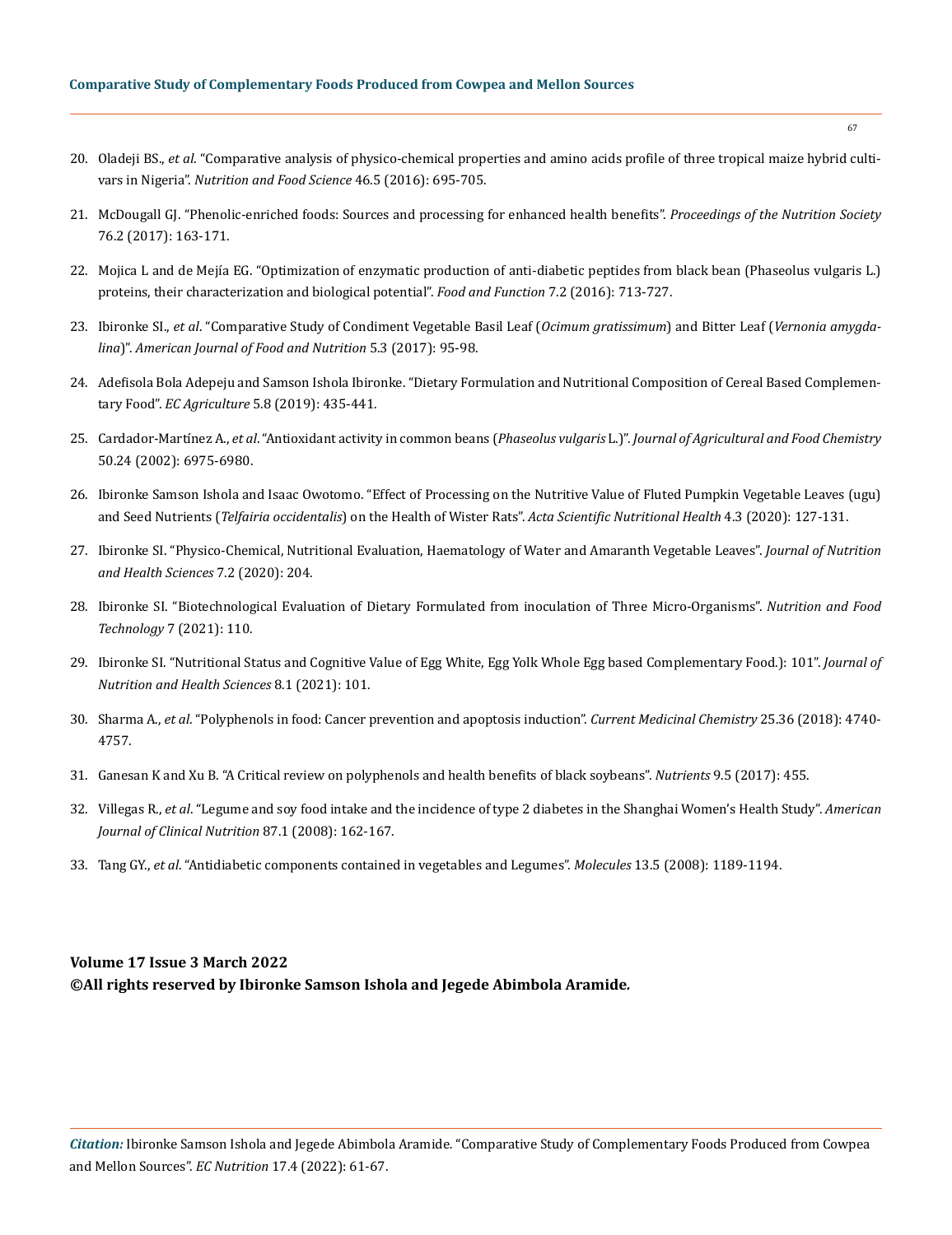20. Oladeji BS., *et al*. "Comparative analysis of physico-chemical properties and amino acids profile of three tropical maize hybrid cultivars in Nigeria". *Nutrition and Food Science* 46.5 (2016): 695-705.

21. McDougall GJ. "Phenolic-enriched foods: Sources and processing for enhanced health benefits". *Proceedings of the Nutrition Society* 76.2 (2017): 163-171.

22. Mojica L and de Mejía EG. "Optimization of enzymatic production of anti-diabetic peptides from black bean (Phaseolus vulgaris L.) proteins, their characterization and biological potential". *Food and Function* 7.2 (2016): 713-727.

23. Ibironke SI., *et al*. "Comparative Study of Condiment Vegetable Basil Leaf (*Ocimum gratissimum*) and Bitter Leaf (*Vernonia amygdalina*)". *American Journal of Food and Nutrition* 5.3 (2017): 95-98.

24. Adefisola Bola Adepeju and Samson Ishola Ibironke. "Dietary Formulation and Nutritional Composition of Cereal Based Complementary Food". *EC Agriculture* 5.8 (2019): 435-441.

25. Cardador-Martínez A., *et al*. "Antioxidant activity in common beans (*Phaseolus vulgaris* L.)". *Journal of Agricultural and Food Chemistry* 50.24 (2002): 6975-6980.

26. Ibironke Samson Ishola and Isaac Owotomo. "Effect of Processing on the Nutritive Value of Fluted Pumpkin Vegetable Leaves (ugu) and Seed Nutrients (*Telfairia occidentalis*) on the Health of Wister Rats". *Acta Scientific Nutritional Health* 4.3 (2020): 127-131.

27. Ibironke SI. "Physico-Chemical, Nutritional Evaluation, Haematology of Water and Amaranth Vegetable Leaves". *Journal of Nutrition and Health Sciences* 7.2 (2020): 204.

28. Ibironke SI. "Biotechnological Evaluation of Dietary Formulated from inoculation of Three Micro-Organisms". *Nutrition and Food Technology* 7 (2021): 110.

29. Ibironke SI. "Nutritional Status and Cognitive Value of Egg White, Egg Yolk Whole Egg based Complementary Food.): 101". *Journal of Nutrition and Health Sciences* 8.1 (2021): 101.

30. Sharma A., *et al*. "Polyphenols in food: Cancer prevention and apoptosis induction". *Current Medicinal Chemistry* 25.36 (2018): 4740-4757.

31. Ganesan K and Xu B. "A Critical review on polyphenols and health benefits of black soybeans". *Nutrients* 9.5 (2017): 455.

32. Villegas R., *et al*. "Legume and soy food intake and the incidence of type 2 diabetes in the Shanghai Women's Health Study". *American Journal of Clinical Nutrition* 87.1 (2008): 162-167.

33. Tang GY., *et al*. "Antidiabetic components contained in vegetables and Legumes". *Molecules* 13.5 (2008): 1189-1194.

**Volume 17 Issue 3 March 2022**
**©All rights reserved by Ibironke Samson Ishola and Jegede Abimbola Aramide.**